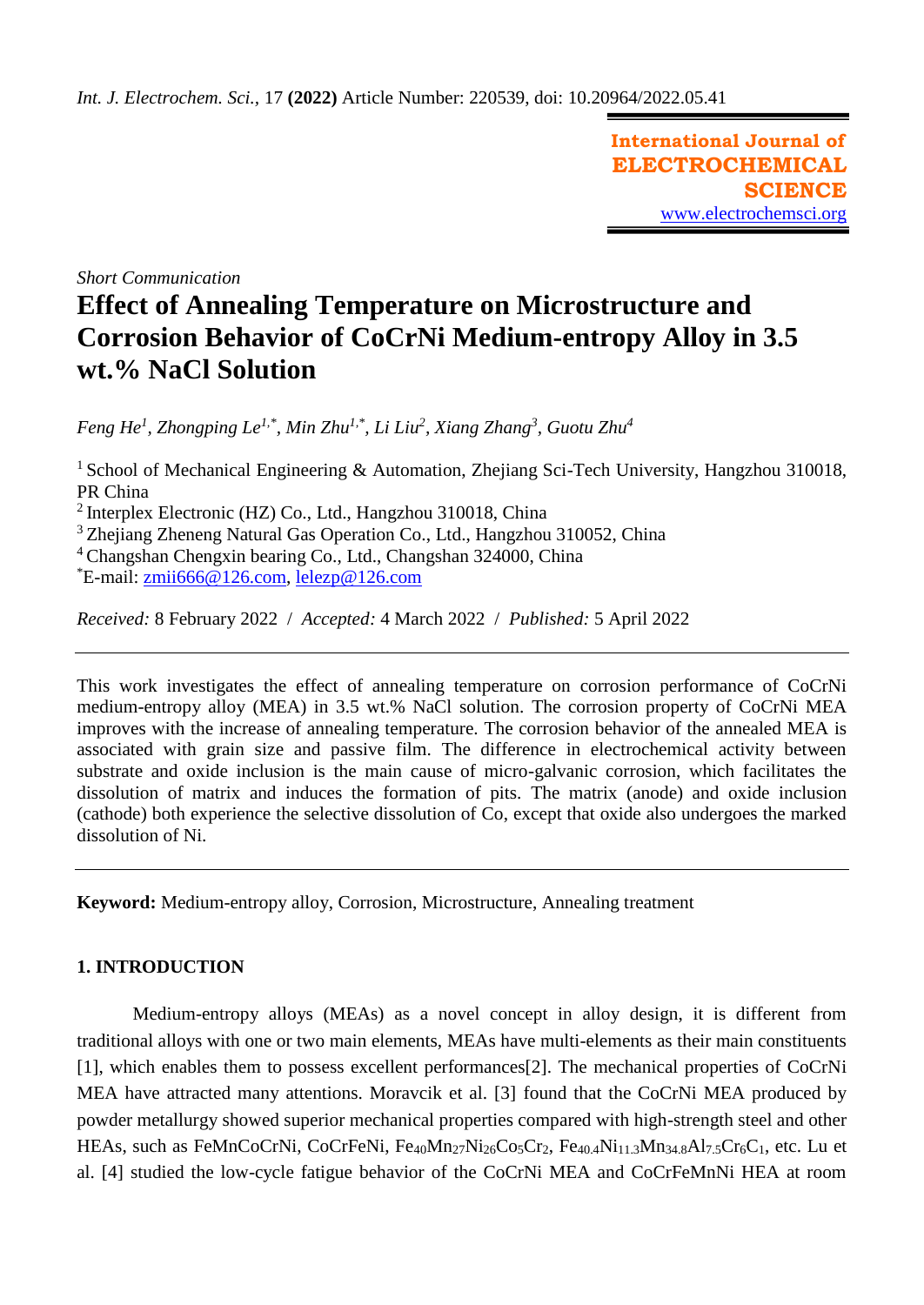*Int. J. Electrochem. Sci.*, 17 **(2022)** Article Number: 220539, doi: 10.20964/2022.05.41

**International Journal of ELECTROCHEMICAL SCIENCE**
www.electrochemsci.org

*Short Communication*

# Effect of Annealing Temperature on Microstructure and Corrosion Behavior of CoCrNi Medium-entropy Alloy in 3.5 wt.% NaCl Solution

*Feng He[1], Zhongping Le[1,*], Min Zhu[1,*], Li Liu[2], Xiang Zhang[3], Guotu Zhu[4]*

[1] School of Mechanical Engineering & Automation, Zhejiang Sci-Tech University, Hangzhou 310018, PR China
[2] Interplex Electronic (HZ) Co., Ltd., Hangzhou 310018, China
[3] Zhejiang Zheneng Natural Gas Operation Co., Ltd., Hangzhou 310052, China
[4] Changshan Chengxin bearing Co., Ltd., Changshan 324000, China
[*]E-mail: zmii666@126.com, lelezp@126.com

*Received:* 8 February 2022 / *Accepted:* 4 March 2022 / *Published:* 5 April 2022

---

This work investigates the effect of annealing temperature on corrosion performance of CoCrNi medium-entropy alloy (MEA) in 3.5 wt.% NaCl solution. The corrosion property of CoCrNi MEA improves with the increase of annealing temperature. The corrosion behavior of the annealed MEA is associated with grain size and passive film. The difference in electrochemical activity between substrate and oxide inclusion is the main cause of micro-galvanic corrosion, which facilitates the dissolution of matrix and induces the formation of pits. The matrix (anode) and oxide inclusion (cathode) both experience the selective dissolution of Co, except that oxide also undergoes the marked dissolution of Ni.

---

**Keyword:** Medium-entropy alloy, Corrosion, Microstructure, Annealing treatment

## 1. INTRODUCTION

Medium-entropy alloys (MEAs) as a novel concept in alloy design, it is different from traditional alloys with one or two main elements, MEAs have multi-elements as their main constituents [1], which enables them to possess excellent performances[2]. The mechanical properties of CoCrNi MEA have attracted many attentions. Moravcik et al. [3] found that the CoCrNi MEA produced by powder metallurgy showed superior mechanical properties compared with high-strength steel and other HEAs, such as FeMnCoCrNi, CoCrFeNi, $Fe_{40}Mn_{27}Ni_{26}Co_5Cr_2$, $Fe_{40.4}Ni_{11.3}Mn_{34.8}Al_{7.5}Cr_6C_1$, etc. Lu et al. [4] studied the low-cycle fatigue behavior of the CoCrNi MEA and CoCrFeMnNi HEA at room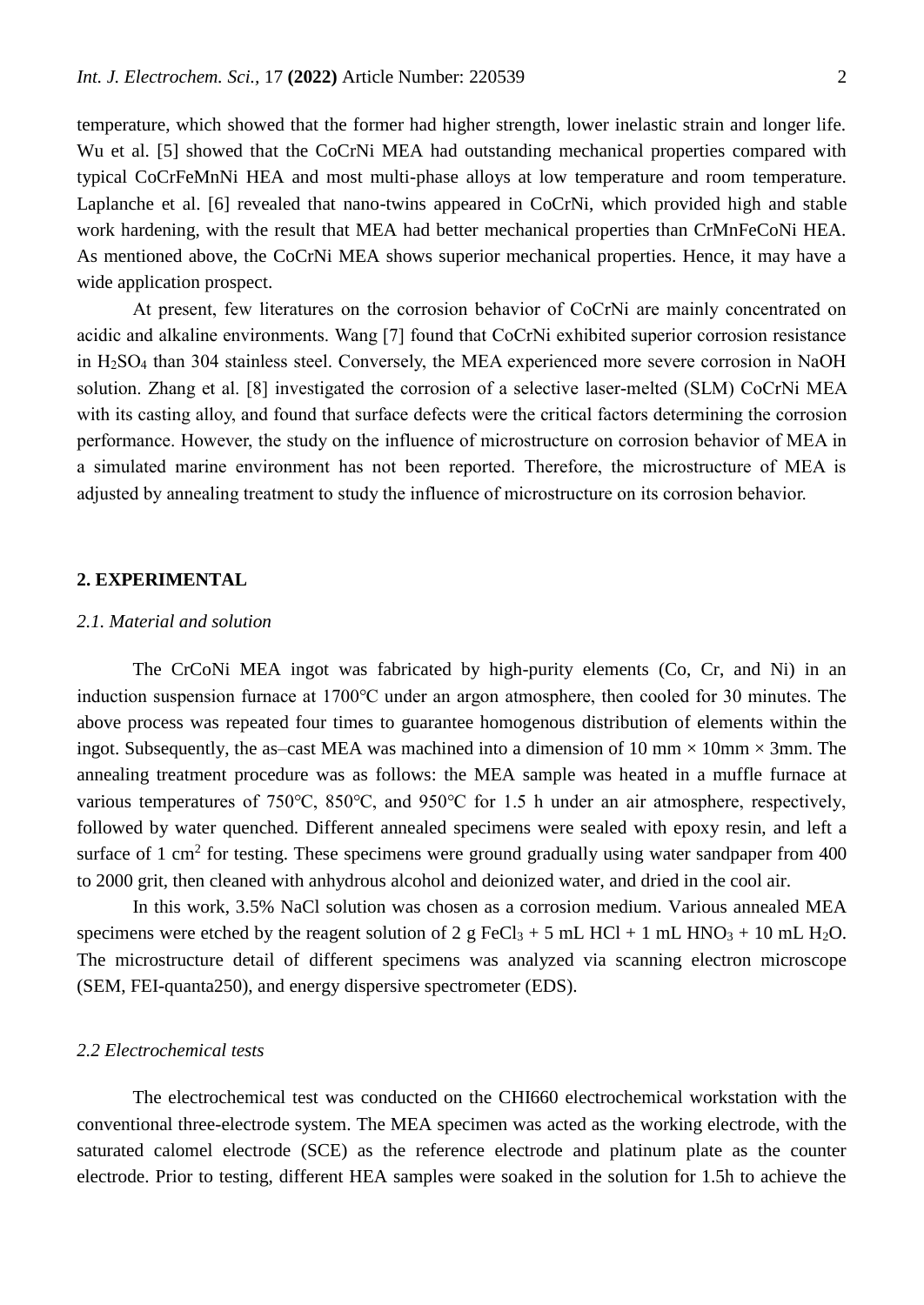temperature, which showed that the former had higher strength, lower inelastic strain and longer life. Wu et al. [5] showed that the CoCrNi MEA had outstanding mechanical properties compared with typical CoCrFeMnNi HEA and most multi-phase alloys at low temperature and room temperature. Laplanche et al. [6] revealed that nano-twins appeared in CoCrNi, which provided high and stable work hardening, with the result that MEA had better mechanical properties than CrMnFeCoNi HEA. As mentioned above, the CoCrNi MEA shows superior mechanical properties. Hence, it may have a wide application prospect.

At present, few literatures on the corrosion behavior of CoCrNi are mainly concentrated on acidic and alkaline environments. Wang [7] found that CoCrNi exhibited superior corrosion resistance in $H_2SO_4$ than 304 stainless steel. Conversely, the MEA experienced more severe corrosion in NaOH solution. Zhang et al. [8] investigated the corrosion of a selective laser-melted (SLM) CoCrNi MEA with its casting alloy, and found that surface defects were the critical factors determining the corrosion performance. However, the study on the influence of microstructure on corrosion behavior of MEA in a simulated marine environment has not been reported. Therefore, the microstructure of MEA is adjusted by annealing treatment to study the influence of microstructure on its corrosion behavior.

## 2. EXPERIMENTAL

### *2.1. Material and solution*

The CrCoNi MEA ingot was fabricated by high-purity elements (Co, Cr, and Ni) in an induction suspension furnace at 1700℃ under an argon atmosphere, then cooled for 30 minutes. The above process was repeated four times to guarantee homogenous distribution of elements within the ingot. Subsequently, the as–cast MEA was machined into a dimension of 10 mm × 10mm × 3mm. The annealing treatment procedure was as follows: the MEA sample was heated in a muffle furnace at various temperatures of 750℃, 850℃, and 950℃ for 1.5 h under an air atmosphere, respectively, followed by water quenched. Different annealed specimens were sealed with epoxy resin, and left a surface of 1 $cm^2$ for testing. These specimens were ground gradually using water sandpaper from 400 to 2000 grit, then cleaned with anhydrous alcohol and deionized water, and dried in the cool air.

In this work, 3.5% NaCl solution was chosen as a corrosion medium. Various annealed MEA specimens were etched by the reagent solution of 2 g $FeCl_3$ + 5 mL HCl + 1 mL $HNO_3$ + 10 mL $H_2O$. The microstructure detail of different specimens was analyzed via scanning electron microscope (SEM, FEI-quanta250), and energy dispersive spectrometer (EDS).

### *2.2 Electrochemical tests*

The electrochemical test was conducted on the CHI660 electrochemical workstation with the conventional three-electrode system. The MEA specimen was acted as the working electrode, with the saturated calomel electrode (SCE) as the reference electrode and platinum plate as the counter electrode. Prior to testing, different HEA samples were soaked in the solution for 1.5h to achieve the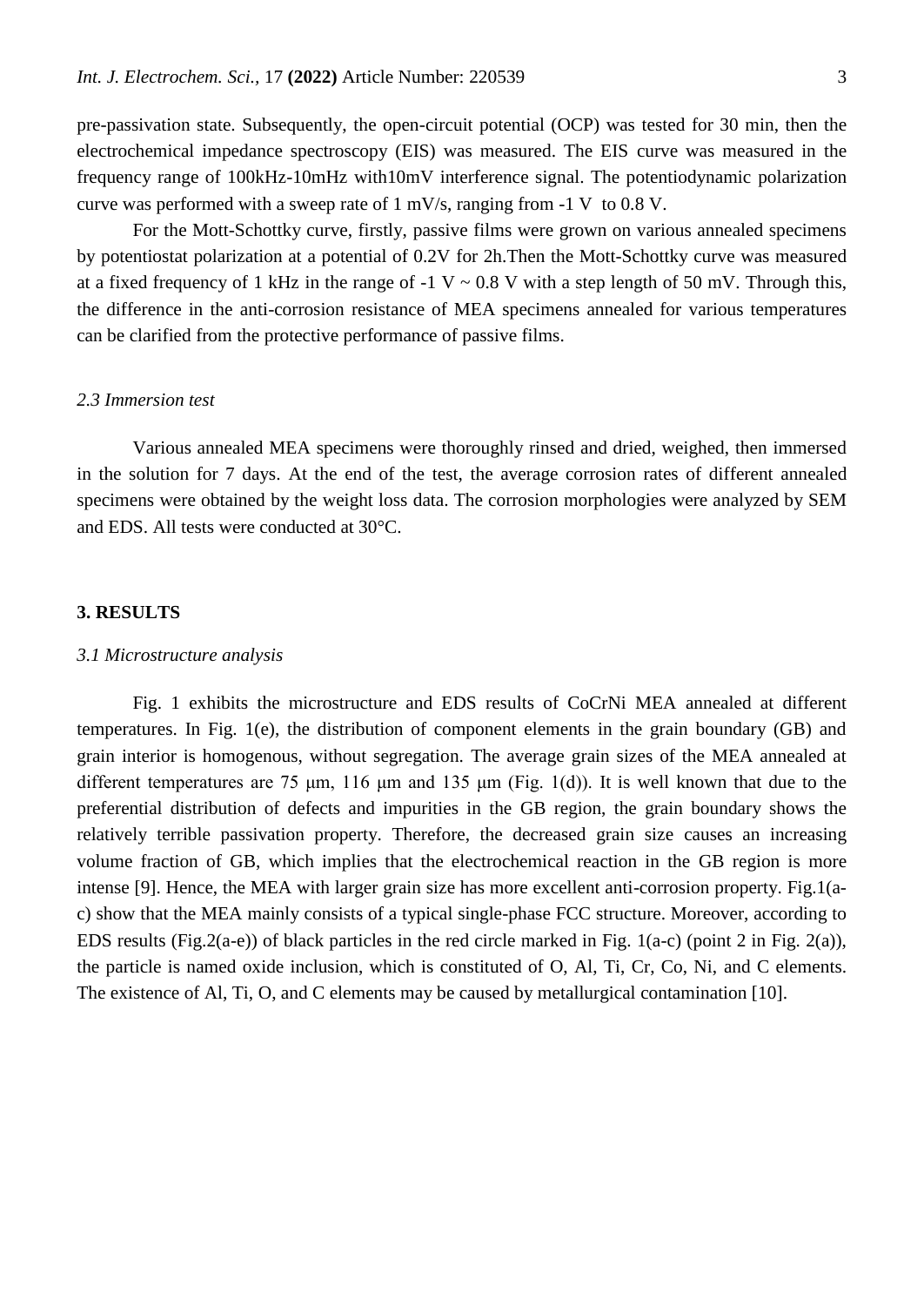pre-passivation state. Subsequently, the open-circuit potential (OCP) was tested for 30 min, then the electrochemical impedance spectroscopy (EIS) was measured. The EIS curve was measured in the frequency range of 100kHz-10mHz with10mV interference signal. The potentiodynamic polarization curve was performed with a sweep rate of 1 mV/s, ranging from -1 V to 0.8 V.

For the Mott-Schottky curve, firstly, passive films were grown on various annealed specimens by potentiostat polarization at a potential of 0.2V for 2h.Then the Mott-Schottky curve was measured at a fixed frequency of 1 kHz in the range of -1 V ~ 0.8 V with a step length of 50 mV. Through this, the difference in the anti-corrosion resistance of MEA specimens annealed for various temperatures can be clarified from the protective performance of passive films.

### *2.3 Immersion test*

Various annealed MEA specimens were thoroughly rinsed and dried, weighed, then immersed in the solution for 7 days. At the end of the test, the average corrosion rates of different annealed specimens were obtained by the weight loss data. The corrosion morphologies were analyzed by SEM and EDS. All tests were conducted at 30°C.

## 3. RESULTS

### *3.1 Microstructure analysis*

Fig. 1 exhibits the microstructure and EDS results of CoCrNi MEA annealed at different temperatures. In Fig. 1(e), the distribution of component elements in the grain boundary (GB) and grain interior is homogenous, without segregation. The average grain sizes of the MEA annealed at different temperatures are 75 μm, 116 μm and 135 μm (Fig. 1(d)). It is well known that due to the preferential distribution of defects and impurities in the GB region, the grain boundary shows the relatively terrible passivation property. Therefore, the decreased grain size causes an increasing volume fraction of GB, which implies that the electrochemical reaction in the GB region is more intense [9]. Hence, the MEA with larger grain size has more excellent anti-corrosion property. Fig.1(a-c) show that the MEA mainly consists of a typical single-phase FCC structure. Moreover, according to EDS results (Fig.2(a-e)) of black particles in the red circle marked in Fig. 1(a-c) (point 2 in Fig. 2(a)), the particle is named oxide inclusion, which is constituted of O, Al, Ti, Cr, Co, Ni, and C elements. The existence of Al, Ti, O, and C elements may be caused by metallurgical contamination [10].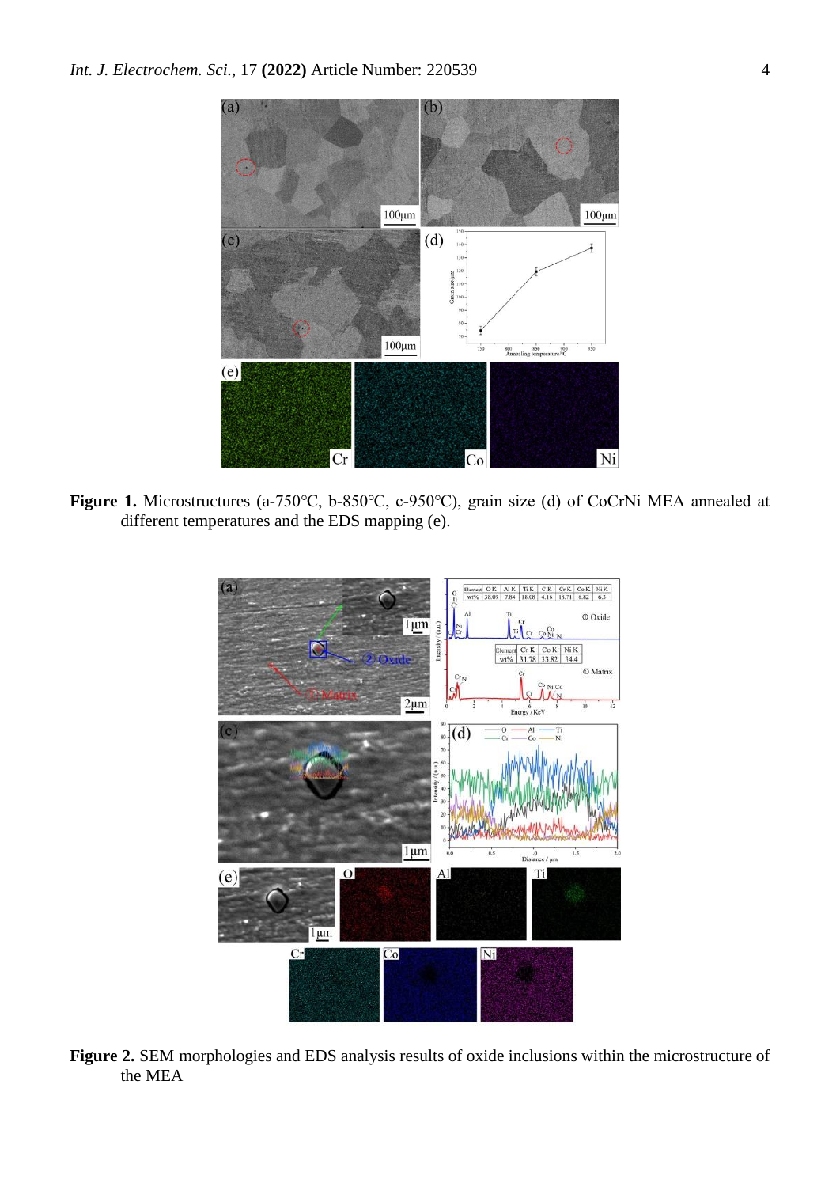**Figure 1.** Microstructures (a-750℃, b-850℃, c-950℃), grain size (d) of CoCrNi MEA annealed at different temperatures and the EDS mapping (e).

**Figure 2.** SEM morphologies and EDS analysis results of oxide inclusions within the microstructure of the MEA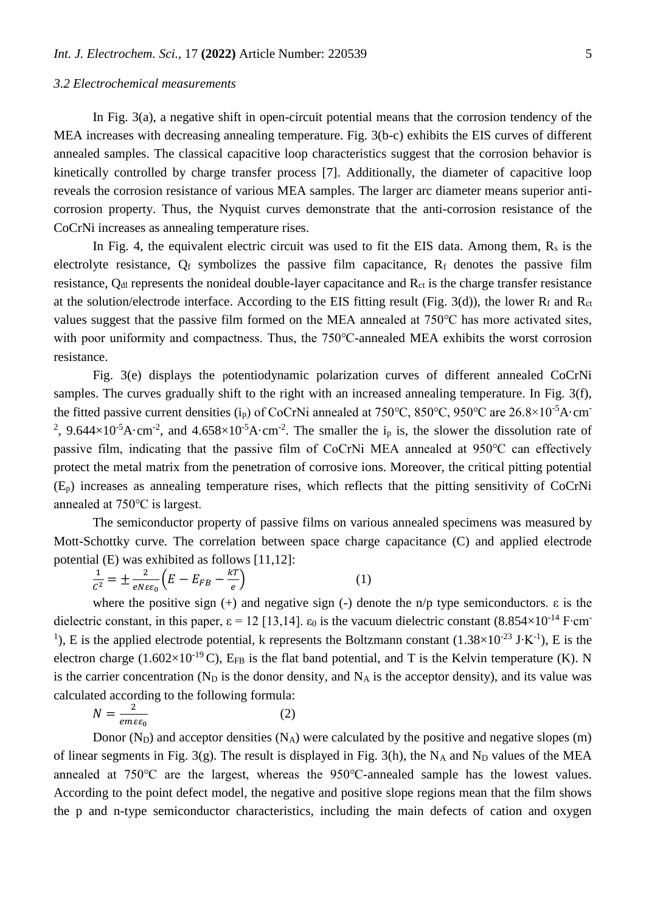### *3.2 Electrochemical measurements*

In Fig. 3(a), a negative shift in open-circuit potential means that the corrosion tendency of the MEA increases with decreasing annealing temperature. Fig. 3(b-c) exhibits the EIS curves of different annealed samples. The classical capacitive loop characteristics suggest that the corrosion behavior is kinetically controlled by charge transfer process [7]. Additionally, the diameter of capacitive loop reveals the corrosion resistance of various MEA samples. The larger arc diameter means superior anti-corrosion property. Thus, the Nyquist curves demonstrate that the anti-corrosion resistance of the CoCrNi increases as annealing temperature rises.

In Fig. 4, the equivalent electric circuit was used to fit the EIS data. Among them, $R_s$ is the electrolyte resistance, $Q_f$ symbolizes the passive film capacitance, $R_f$ denotes the passive film resistance, $Q_{dl}$ represents the nonideal double-layer capacitance and $R_{ct}$ is the charge transfer resistance at the solution/electrode interface. According to the EIS fitting result (Fig. 3(d)), the lower $R_f$ and $R_{ct}$ values suggest that the passive film formed on the MEA annealed at 750°C has more activated sites, with poor uniformity and compactness. Thus, the 750°C-annealed MEA exhibits the worst corrosion resistance.

Fig. 3(e) displays the potentiodynamic polarization curves of different annealed CoCrNi samples. The curves gradually shift to the right with an increased annealing temperature. In Fig. 3(f), the fitted passive current densities ($i_p$) of CoCrNi annealed at 750°C, 850°C, 950°C are $26.8\times10^{-5}$A·cm$^{-2}$, $9.644\times10^{-5}$A·cm$^{-2}$, and $4.658\times10^{-5}$A·cm$^{-2}$. The smaller the $i_p$ is, the slower the dissolution rate of passive film, indicating that the passive film of CoCrNi MEA annealed at 950°C can effectively protect the metal matrix from the penetration of corrosive ions. Moreover, the critical pitting potential ($E_p$) increases as annealing temperature rises, which reflects that the pitting sensitivity of CoCrNi annealed at 750°C is largest.

The semiconductor property of passive films on various annealed specimens was measured by Mott-Schottky curve. The correlation between space charge capacitance (C) and applied electrode potential (E) was exhibited as follows [11,12]:

$$\frac{1}{C^2} = \pm\frac{2}{eN\varepsilon\varepsilon_0}\left(E - E_{FB} - \frac{kT}{e}\right) \quad (1)$$

where the positive sign (+) and negative sign (-) denote the n/p type semiconductors. ε is the dielectric constant, in this paper, ε = 12 [13,14]. $\varepsilon_0$ is the vacuum dielectric constant ($8.854\times10^{-14}$ F·cm$^{-1}$), E is the applied electrode potential, k represents the Boltzmann constant ($1.38\times10^{-23}$ J·K$^{-1}$), E is the electron charge ($1.602\times10^{-19}$ C), $E_{FB}$ is the flat band potential, and T is the Kelvin temperature (K). N is the carrier concentration ($N_D$ is the donor density, and $N_A$ is the acceptor density), and its value was calculated according to the following formula:

$$N = \frac{2}{em\varepsilon\varepsilon_0} \quad (2)$$

Donor ($N_D$) and acceptor densities ($N_A$) were calculated by the positive and negative slopes (m) of linear segments in Fig. 3(g). The result is displayed in Fig. 3(h), the $N_A$ and $N_D$ values of the MEA annealed at 750°C are the largest, whereas the 950°C-annealed sample has the lowest values. According to the point defect model, the negative and positive slope regions mean that the film shows the p and n-type semiconductor characteristics, including the main defects of cation and oxygen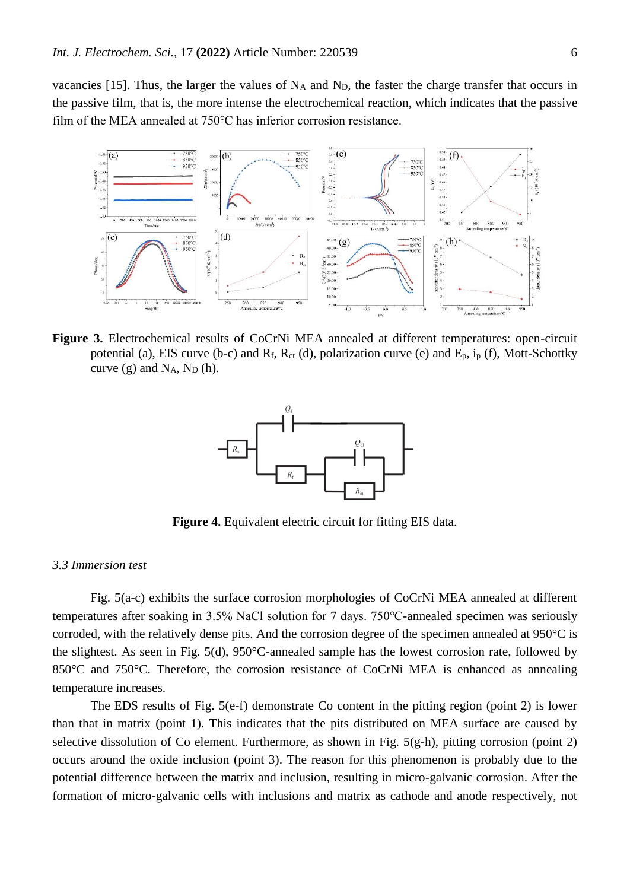vacancies [15]. Thus, the larger the values of $N_A$ and $N_D$, the faster the charge transfer that occurs in the passive film, that is, the more intense the electrochemical reaction, which indicates that the passive film of the MEA annealed at 750°C has inferior corrosion resistance.

**Figure 3.** Electrochemical results of CoCrNi MEA annealed at different temperatures: open-circuit potential (a), EIS curve (b-c) and $R_f$, $R_{ct}$ (d), polarization curve (e) and $E_p$, $i_p$ (f), Mott-Schottky curve (g) and $N_A$, $N_D$ (h).

**Figure 4.** Equivalent electric circuit for fitting EIS data.

### *3.3 Immersion test*

Fig. 5(a-c) exhibits the surface corrosion morphologies of CoCrNi MEA annealed at different temperatures after soaking in 3.5% NaCl solution for 7 days. 750°C-annealed specimen was seriously corroded, with the relatively dense pits. And the corrosion degree of the specimen annealed at 950°C is the slightest. As seen in Fig. 5(d), 950°C-annealed sample has the lowest corrosion rate, followed by 850°C and 750°C. Therefore, the corrosion resistance of CoCrNi MEA is enhanced as annealing temperature increases.

The EDS results of Fig. 5(e-f) demonstrate Co content in the pitting region (point 2) is lower than that in matrix (point 1). This indicates that the pits distributed on MEA surface are caused by selective dissolution of Co element. Furthermore, as shown in Fig. 5(g-h), pitting corrosion (point 2) occurs around the oxide inclusion (point 3). The reason for this phenomenon is probably due to the potential difference between the matrix and inclusion, resulting in micro-galvanic corrosion. After the formation of micro-galvanic cells with inclusions and matrix as cathode and anode respectively, not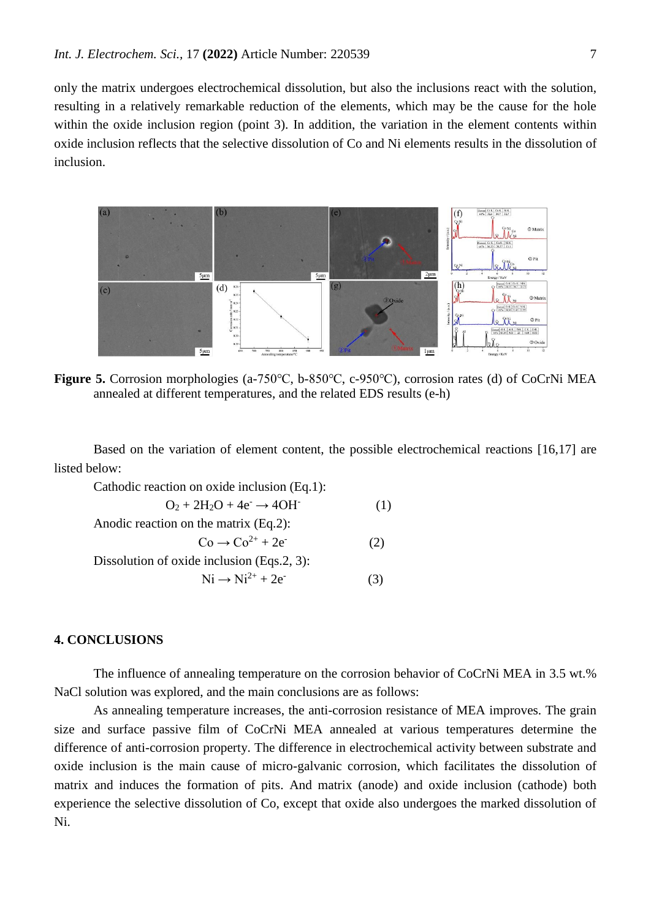only the matrix undergoes electrochemical dissolution, but also the inclusions react with the solution, resulting in a relatively remarkable reduction of the elements, which may be the cause for the hole within the oxide inclusion region (point 3). In addition, the variation in the element contents within oxide inclusion reflects that the selective dissolution of Co and Ni elements results in the dissolution of inclusion.

**Figure 5.** Corrosion morphologies (a-750℃, b-850℃, c-950℃), corrosion rates (d) of CoCrNi MEA annealed at different temperatures, and the related EDS results (e-h)

Based on the variation of element content, the possible electrochemical reactions [16,17] are listed below:

Cathodic reaction on oxide inclusion (Eq.1):

$$O_2 + 2H_2O + 4e^- \rightarrow 4OH^- \qquad (1)$$

Anodic reaction on the matrix (Eq.2):

$$Co \rightarrow Co^{2+} + 2e^- \qquad (2)$$

Dissolution of oxide inclusion (Eqs.2, 3):

$$Ni \rightarrow Ni^{2+} + 2e^- \qquad (3)$$

## 4. CONCLUSIONS

The influence of annealing temperature on the corrosion behavior of CoCrNi MEA in 3.5 wt.% NaCl solution was explored, and the main conclusions are as follows:

As annealing temperature increases, the anti-corrosion resistance of MEA improves. The grain size and surface passive film of CoCrNi MEA annealed at various temperatures determine the difference of anti-corrosion property. The difference in electrochemical activity between substrate and oxide inclusion is the main cause of micro-galvanic corrosion, which facilitates the dissolution of matrix and induces the formation of pits. And matrix (anode) and oxide inclusion (cathode) both experience the selective dissolution of Co, except that oxide also undergoes the marked dissolution of Ni.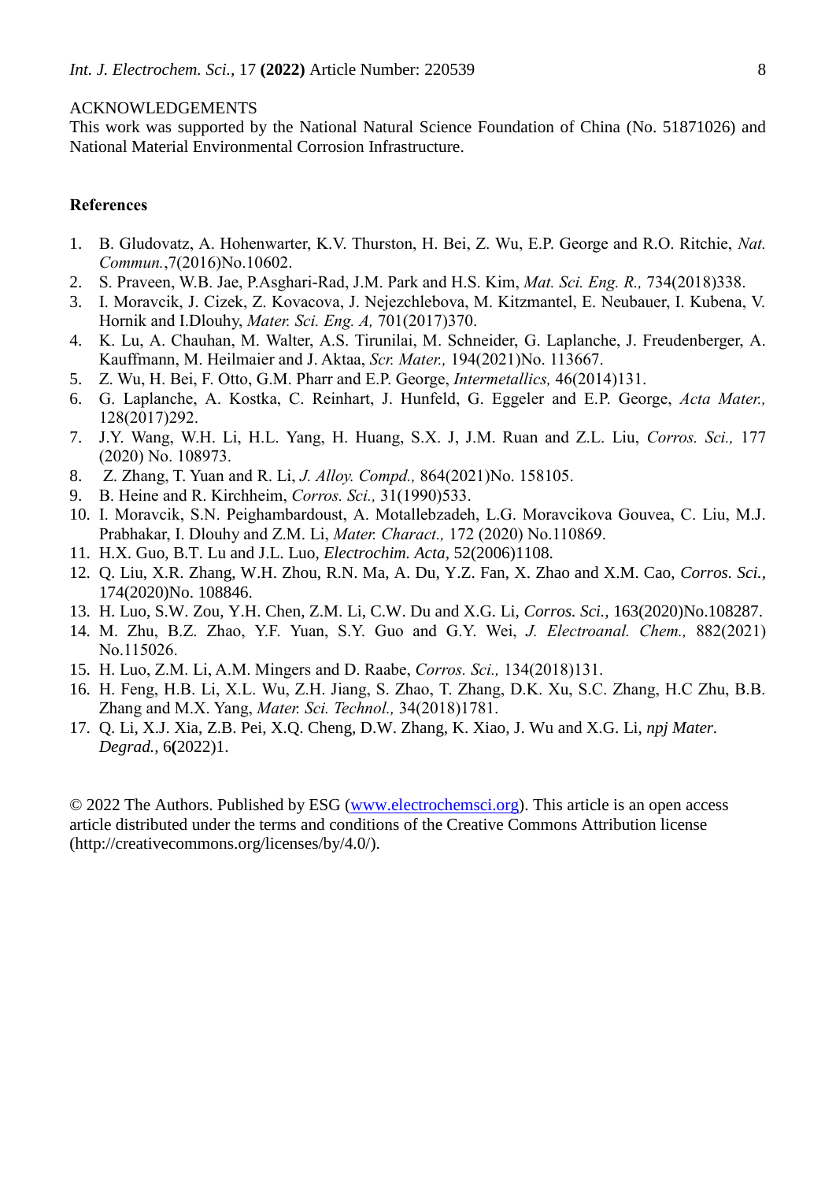ACKNOWLEDGEMENTS

This work was supported by the National Natural Science Foundation of China (No. 51871026) and National Material Environmental Corrosion Infrastructure.

## References

1. B. Gludovatz, A. Hohenwarter, K.V. Thurston, H. Bei, Z. Wu, E.P. George and R.O. Ritchie, *Nat. Commun.*,7(2016)No.10602.
2. S. Praveen, W.B. Jae, P.Asghari-Rad, J.M. Park and H.S. Kim, *Mat. Sci. Eng. R.,* 734(2018)338.
3. I. Moravcik, J. Cizek, Z. Kovacova, J. Nejezchlebova, M. Kitzmantel, E. Neubauer, I. Kubena, V. Hornik and I.Dlouhy, *Mater. Sci. Eng. A,* 701(2017)370.
4. K. Lu, A. Chauhan, M. Walter, A.S. Tirunilai, M. Schneider, G. Laplanche, J. Freudenberger, A. Kauffmann, M. Heilmaier and J. Aktaa, *Scr. Mater.,* 194(2021)No. 113667.
5. Z. Wu, H. Bei, F. Otto, G.M. Pharr and E.P. George, *Intermetallics,* 46(2014)131.
6. G. Laplanche, A. Kostka, C. Reinhart, J. Hunfeld, G. Eggeler and E.P. George, *Acta Mater.,* 128(2017)292.
7. J.Y. Wang, W.H. Li, H.L. Yang, H. Huang, S.X. J, J.M. Ruan and Z.L. Liu, *Corros. Sci.,* 177 (2020) No. 108973.
8. Z. Zhang, T. Yuan and R. Li, *J. Alloy. Compd.,* 864(2021)No. 158105.
9. B. Heine and R. Kirchheim, *Corros. Sci.,* 31(1990)533.
10. I. Moravcik, S.N. Peighambardoust, A. Motallebzadeh, L.G. Moravcikova Gouvea, C. Liu, M.J. Prabhakar, I. Dlouhy and Z.M. Li, *Mater. Charact.,* 172 (2020) No.110869.
11. H.X. Guo, B.T. Lu and J.L. Luo, *Electrochim. Acta,* 52(2006)1108.
12. Q. Liu, X.R. Zhang, W.H. Zhou, R.N. Ma, A. Du, Y.Z. Fan, X. Zhao and X.M. Cao, *Corros. Sci.,* 174(2020)No. 108846.
13. H. Luo, S.W. Zou, Y.H. Chen, Z.M. Li, C.W. Du and X.G. Li, *Corros. Sci.,* 163(2020)No.108287.
14. M. Zhu, B.Z. Zhao, Y.F. Yuan, S.Y. Guo and G.Y. Wei, *J. Electroanal. Chem.,* 882(2021) No.115026.
15. H. Luo, Z.M. Li, A.M. Mingers and D. Raabe, *Corros. Sci.,* 134(2018)131.
16. H. Feng, H.B. Li, X.L. Wu, Z.H. Jiang, S. Zhao, T. Zhang, D.K. Xu, S.C. Zhang, H.C Zhu, B.B. Zhang and M.X. Yang, *Mater. Sci. Technol.,* 34(2018)1781.
17. Q. Li, X.J. Xia, Z.B. Pei, X.Q. Cheng, D.W. Zhang, K. Xiao, J. Wu and X.G. Li, *npj Mater. Degrad.,* 6**(**2022)1.

© 2022 The Authors. Published by ESG (www.electrochemsci.org). This article is an open access article distributed under the terms and conditions of the Creative Commons Attribution license (http://creativecommons.org/licenses/by/4.0/).